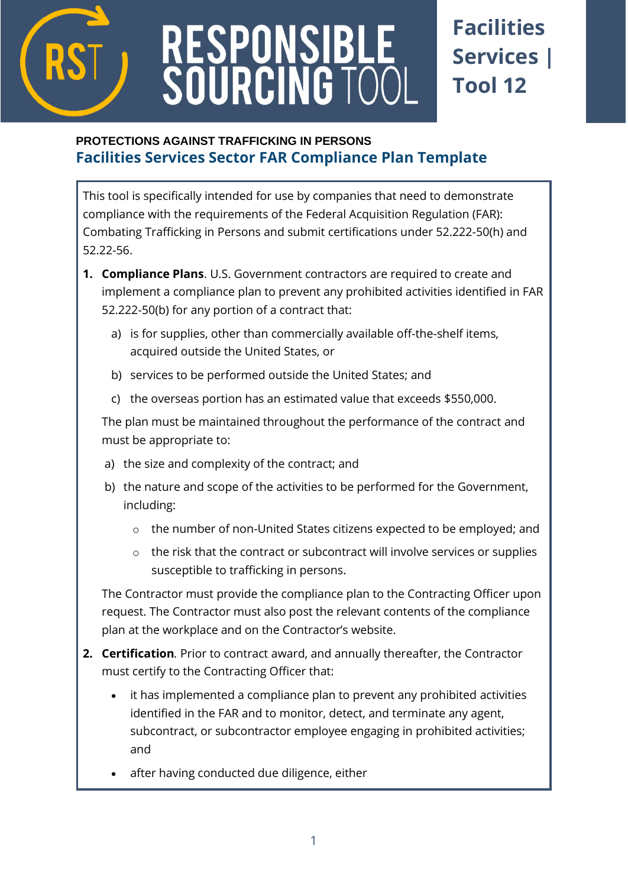# RESPONSIBLE SOURCING TOOL

**Facilities Services | Tool 12**

## PROTECTIONS AGAINST TRAFFICKING IN PERSONS

### Facilities Services Sector FAR Compliance Plan Template

This tool is specifically intended for use by companies that need to demonstrate compliance with the requirements of the Federal Acquisition Regulation (FAR): Combating Trafficking in Persons and submit certifications under 52.222-50(h) and 52.22-56.

1. **Compliance Plans**. U.S. Government contractors are required to create and implement a compliance plan to prevent any prohibited activities identified in FAR 52.222-50(b) for any portion of a contract that:

   a) is for supplies, other than commercially available off-the-shelf items, acquired outside the United States, or

   b) services to be performed outside the United States; and

   c) the overseas portion has an estimated value that exceeds $550,000.

   The plan must be maintained throughout the performance of the contract and must be appropriate to:

   a) the size and complexity of the contract; and

   b) the nature and scope of the activities to be performed for the Government, including:

      - the number of non-United States citizens expected to be employed; and
      - the risk that the contract or subcontract will involve services or supplies susceptible to trafficking in persons.

   The Contractor must provide the compliance plan to the Contracting Officer upon request. The Contractor must also post the relevant contents of the compliance plan at the workplace and on the Contractor's website.

2. **Certification***.* Prior to contract award, and annually thereafter, the Contractor must certify to the Contracting Officer that:

   - it has implemented a compliance plan to prevent any prohibited activities identified in the FAR and to monitor, detect, and terminate any agent, subcontract, or subcontractor employee engaging in prohibited activities; and
   - after having conducted due diligence, either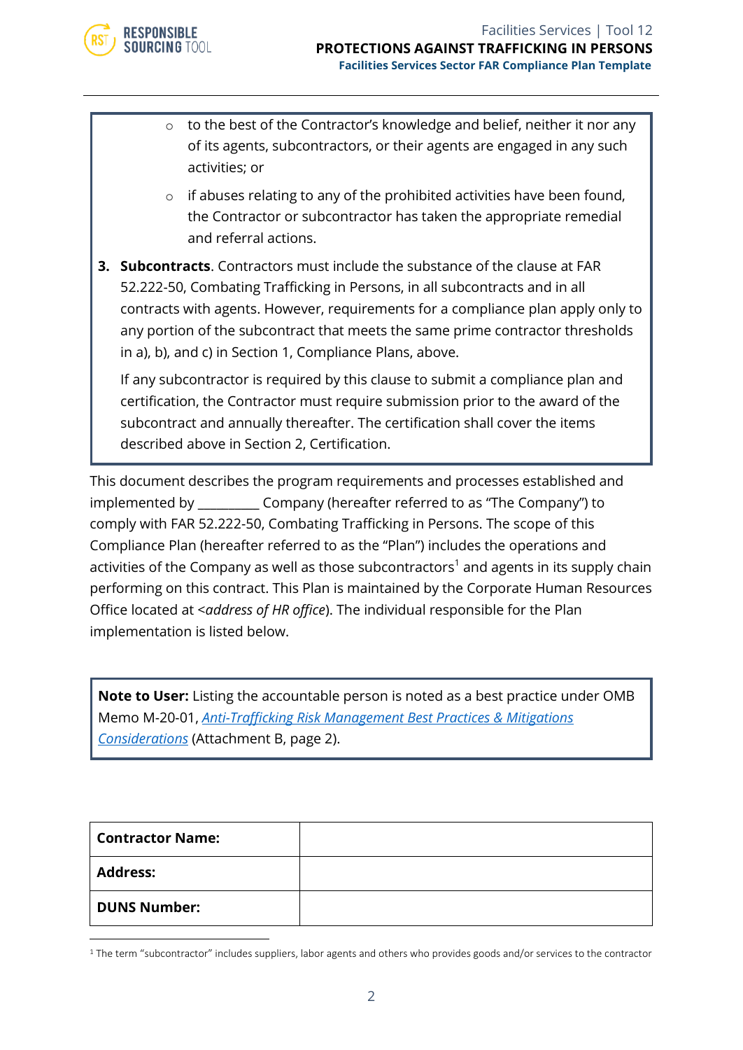- to the best of the Contractor's knowledge and belief, neither it nor any of its agents, subcontractors, or their agents are engaged in any such activities; or
- if abuses relating to any of the prohibited activities have been found, the Contractor or subcontractor has taken the appropriate remedial and referral actions.

3. **Subcontracts**. Contractors must include the substance of the clause at FAR 52.222-50, Combating Trafficking in Persons, in all subcontracts and in all contracts with agents. However, requirements for a compliance plan apply only to any portion of the subcontract that meets the same prime contractor thresholds in a), b), and c) in Section 1, Compliance Plans, above.

   If any subcontractor is required by this clause to submit a compliance plan and certification, the Contractor must require submission prior to the award of the subcontract and annually thereafter. The certification shall cover the items described above in Section 2, Certification.

This document describes the program requirements and processes established and implemented by _________ Company (hereafter referred to as "The Company") to comply with FAR 52.222-50, Combating Trafficking in Persons. The scope of this Compliance Plan (hereafter referred to as the "Plan") includes the operations and activities of the Company as well as those subcontractors[1] and agents in its supply chain performing on this contract. This Plan is maintained by the Corporate Human Resources Office located at <*address of HR office*). The individual responsible for the Plan implementation is listed below.

**Note to User:** Listing the accountable person is noted as a best practice under OMB Memo M-20-01, *Anti-Trafficking Risk Management Best Practices & Mitigations Considerations* (Attachment B, page 2).

| **Contractor Name:** | |
|---|---|
| **Address:** | |
| **DUNS Number:** | |

[1] The term "subcontractor" includes suppliers, labor agents and others who provides goods and/or services to the contractor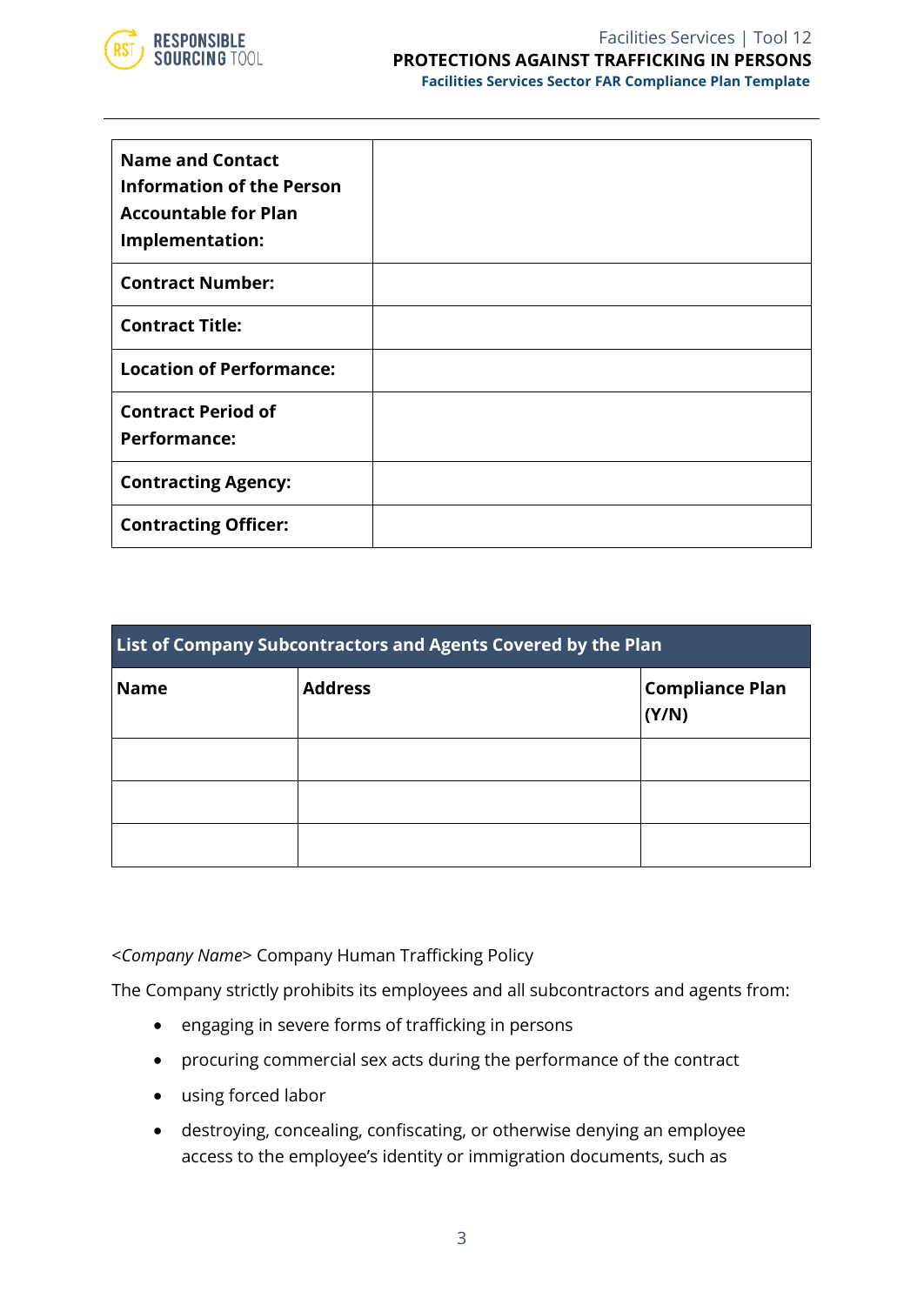| **Name and Contact Information of the Person Accountable for Plan Implementation:** | |
|---|---|
| **Contract Number:** | |
| **Contract Title:** | |
| **Location of Performance:** | |
| **Contract Period of Performance:** | |
| **Contracting Agency:** | |
| **Contracting Officer:** | |

| **List of Company Subcontractors and Agents Covered by the Plan** | | |
|---|---|---|
| **Name** | **Address** | **Compliance Plan (Y/N)** |
| | | |
| | | |
| | | |

<*Company Name*> Company Human Trafficking Policy

The Company strictly prohibits its employees and all subcontractors and agents from:

- engaging in severe forms of trafficking in persons
- procuring commercial sex acts during the performance of the contract
- using forced labor
- destroying, concealing, confiscating, or otherwise denying an employee access to the employee's identity or immigration documents, such as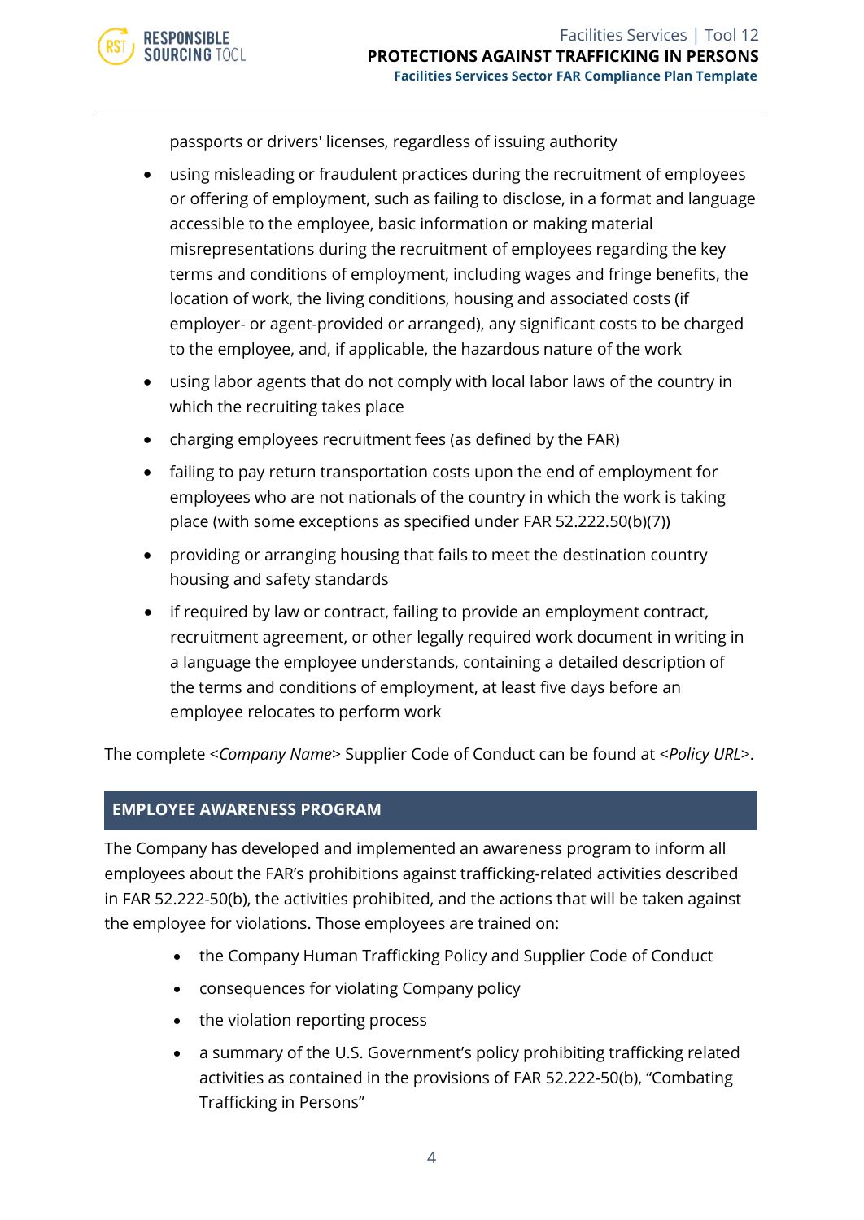passports or drivers' licenses, regardless of issuing authority

- using misleading or fraudulent practices during the recruitment of employees or offering of employment, such as failing to disclose, in a format and language accessible to the employee, basic information or making material misrepresentations during the recruitment of employees regarding the key terms and conditions of employment, including wages and fringe benefits, the location of work, the living conditions, housing and associated costs (if employer- or agent-provided or arranged), any significant costs to be charged to the employee, and, if applicable, the hazardous nature of the work
- using labor agents that do not comply with local labor laws of the country in which the recruiting takes place
- charging employees recruitment fees (as defined by the FAR)
- failing to pay return transportation costs upon the end of employment for employees who are not nationals of the country in which the work is taking place (with some exceptions as specified under FAR 52.222.50(b)(7))
- providing or arranging housing that fails to meet the destination country housing and safety standards
- if required by law or contract, failing to provide an employment contract, recruitment agreement, or other legally required work document in writing in a language the employee understands, containing a detailed description of the terms and conditions of employment, at least five days before an employee relocates to perform work

The complete <*Company Name*> Supplier Code of Conduct can be found at <*Policy URL*>.

## EMPLOYEE AWARENESS PROGRAM

The Company has developed and implemented an awareness program to inform all employees about the FAR's prohibitions against trafficking-related activities described in FAR 52.222-50(b), the activities prohibited, and the actions that will be taken against the employee for violations. Those employees are trained on:

- the Company Human Trafficking Policy and Supplier Code of Conduct
- consequences for violating Company policy
- the violation reporting process
- a summary of the U.S. Government's policy prohibiting trafficking related activities as contained in the provisions of FAR 52.222-50(b), "Combating Trafficking in Persons"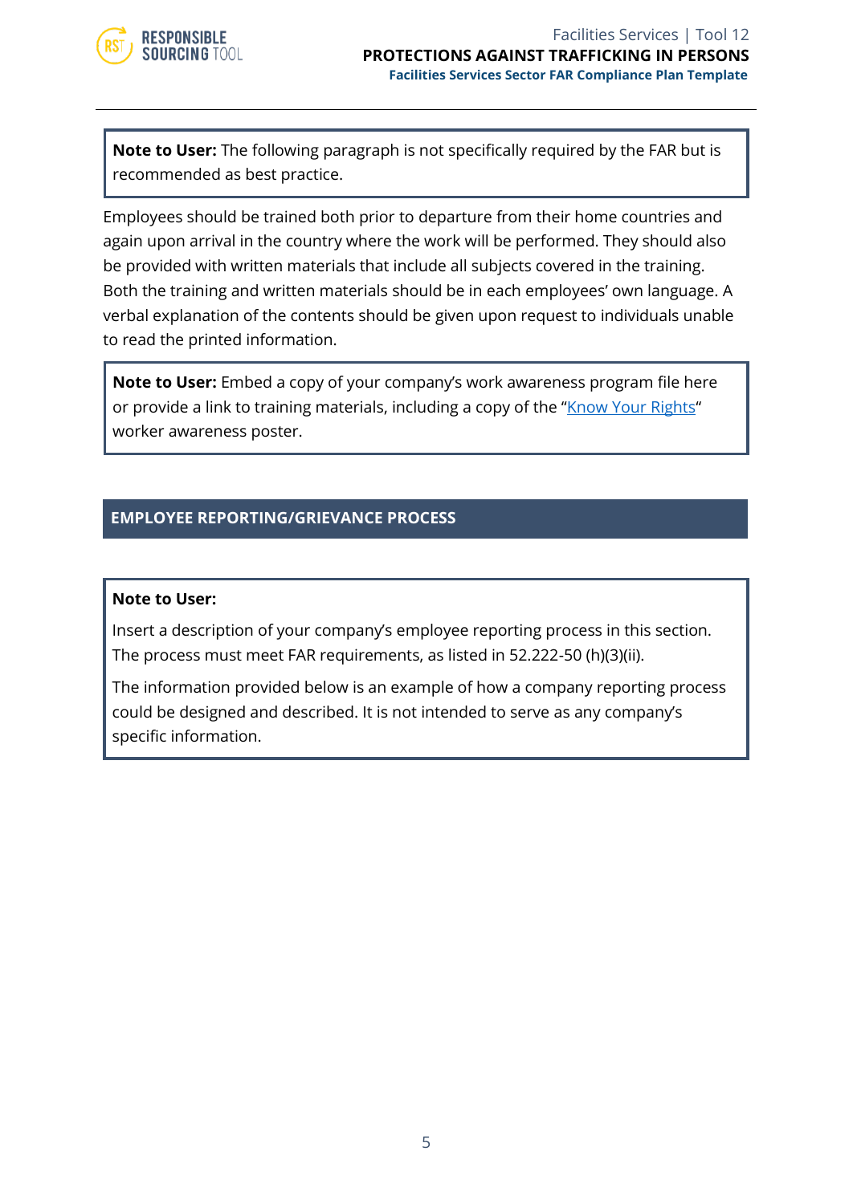> **Note to User:** The following paragraph is not specifically required by the FAR but is recommended as best practice.

Employees should be trained both prior to departure from their home countries and again upon arrival in the country where the work will be performed. They should also be provided with written materials that include all subjects covered in the training. Both the training and written materials should be in each employees' own language. A verbal explanation of the contents should be given upon request to individuals unable to read the printed information.

> **Note to User:** Embed a copy of your company's work awareness program file here or provide a link to training materials, including a copy of the "Know Your Rights" worker awareness poster.

## EMPLOYEE REPORTING/GRIEVANCE PROCESS

> **Note to User:**
>
> Insert a description of your company's employee reporting process in this section. The process must meet FAR requirements, as listed in 52.222-50 (h)(3)(ii).
>
> The information provided below is an example of how a company reporting process could be designed and described. It is not intended to serve as any company's specific information.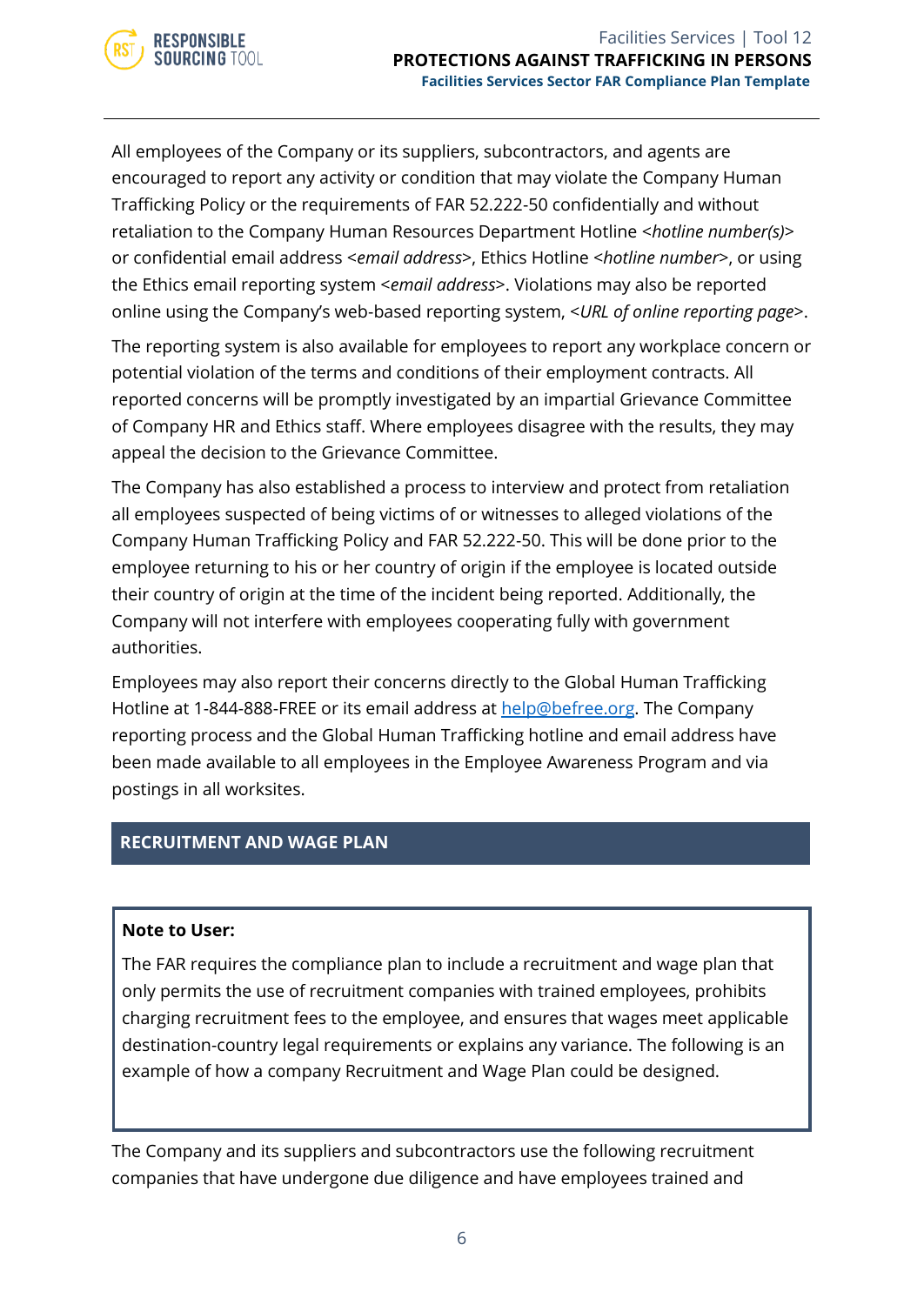All employees of the Company or its suppliers, subcontractors, and agents are encouraged to report any activity or condition that may violate the Company Human Trafficking Policy or the requirements of FAR 52.222-50 confidentially and without retaliation to the Company Human Resources Department Hotline <*hotline number(s)*> or confidential email address <*email address*>, Ethics Hotline <*hotline number*>, or using the Ethics email reporting system <*email address*>. Violations may also be reported online using the Company's web-based reporting system, <*URL of online reporting page*>.

The reporting system is also available for employees to report any workplace concern or potential violation of the terms and conditions of their employment contracts. All reported concerns will be promptly investigated by an impartial Grievance Committee of Company HR and Ethics staff. Where employees disagree with the results, they may appeal the decision to the Grievance Committee.

The Company has also established a process to interview and protect from retaliation all employees suspected of being victims of or witnesses to alleged violations of the Company Human Trafficking Policy and FAR 52.222-50. This will be done prior to the employee returning to his or her country of origin if the employee is located outside their country of origin at the time of the incident being reported. Additionally, the Company will not interfere with employees cooperating fully with government authorities.

Employees may also report their concerns directly to the Global Human Trafficking Hotline at 1-844-888-FREE or its email address at help@befree.org. The Company reporting process and the Global Human Trafficking hotline and email address have been made available to all employees in the Employee Awareness Program and via postings in all worksites.

## RECRUITMENT AND WAGE PLAN

> **Note to User:**
>
> The FAR requires the compliance plan to include a recruitment and wage plan that only permits the use of recruitment companies with trained employees, prohibits charging recruitment fees to the employee, and ensures that wages meet applicable destination-country legal requirements or explains any variance. The following is an example of how a company Recruitment and Wage Plan could be designed.

The Company and its suppliers and subcontractors use the following recruitment companies that have undergone due diligence and have employees trained and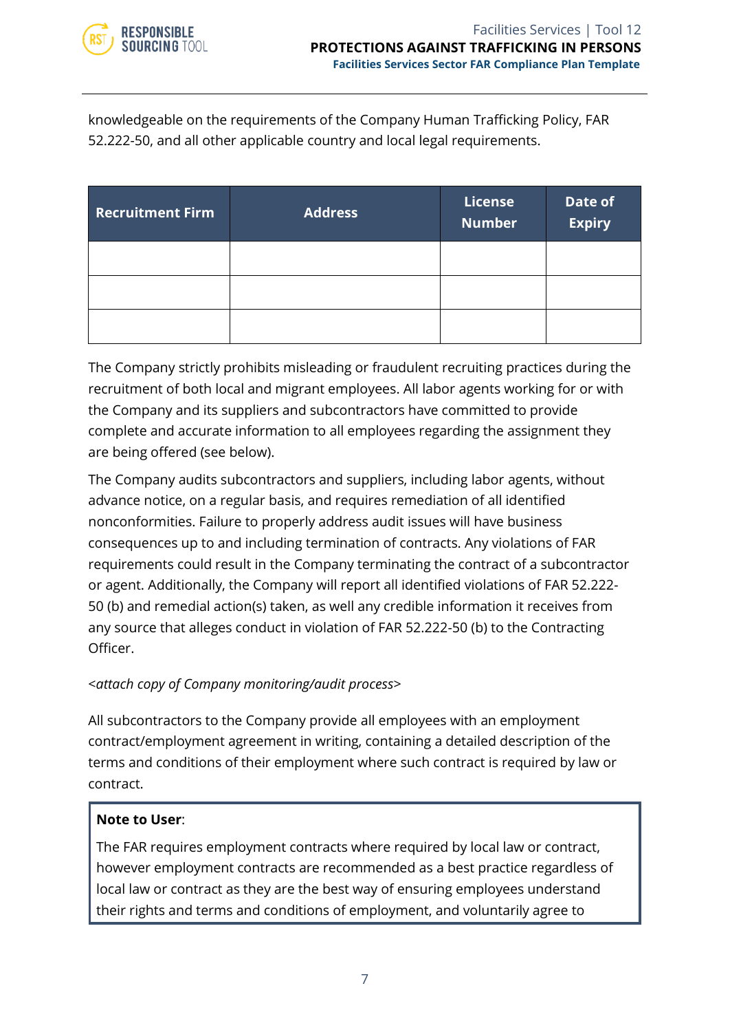knowledgeable on the requirements of the Company Human Trafficking Policy, FAR 52.222-50, and all other applicable country and local legal requirements.

| Recruitment Firm | Address | License Number | Date of Expiry |
|---|---|---|---|
| | | | |
| | | | |
| | | | |

The Company strictly prohibits misleading or fraudulent recruiting practices during the recruitment of both local and migrant employees. All labor agents working for or with the Company and its suppliers and subcontractors have committed to provide complete and accurate information to all employees regarding the assignment they are being offered (see below).

The Company audits subcontractors and suppliers, including labor agents, without advance notice, on a regular basis, and requires remediation of all identified nonconformities. Failure to properly address audit issues will have business consequences up to and including termination of contracts. Any violations of FAR requirements could result in the Company terminating the contract of a subcontractor or agent. Additionally, the Company will report all identified violations of FAR 52.222-50 (b) and remedial action(s) taken, as well any credible information it receives from any source that alleges conduct in violation of FAR 52.222-50 (b) to the Contracting Officer.

<*attach copy of Company monitoring/audit process*>

All subcontractors to the Company provide all employees with an employment contract/employment agreement in writing, containing a detailed description of the terms and conditions of their employment where such contract is required by law or contract.

> **Note to User**:
>
> The FAR requires employment contracts where required by local law or contract, however employment contracts are recommended as a best practice regardless of local law or contract as they are the best way of ensuring employees understand their rights and terms and conditions of employment, and voluntarily agree to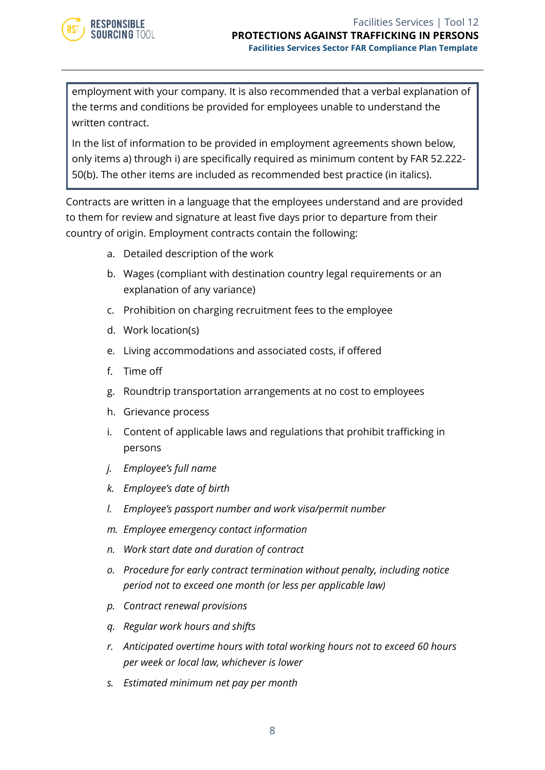employment with your company. It is also recommended that a verbal explanation of the terms and conditions be provided for employees unable to understand the written contract.

In the list of information to be provided in employment agreements shown below, only items a) through i) are specifically required as minimum content by FAR 52.222-50(b). The other items are included as recommended best practice (in italics).

Contracts are written in a language that the employees understand and are provided to them for review and signature at least five days prior to departure from their country of origin. Employment contracts contain the following:

a. Detailed description of the work
b. Wages (compliant with destination country legal requirements or an explanation of any variance)
c. Prohibition on charging recruitment fees to the employee
d. Work location(s)
e. Living accommodations and associated costs, if offered
f. Time off
g. Roundtrip transportation arrangements at no cost to employees
h. Grievance process
i. Content of applicable laws and regulations that prohibit trafficking in persons
j. *Employee's full name*
k. *Employee's date of birth*
l. *Employee's passport number and work visa/permit number*
m. *Employee emergency contact information*
n. *Work start date and duration of contract*
o. *Procedure for early contract termination without penalty, including notice period not to exceed one month (or less per applicable law)*
p. *Contract renewal provisions*
q. *Regular work hours and shifts*
r. *Anticipated overtime hours with total working hours not to exceed 60 hours per week or local law, whichever is lower*
s. *Estimated minimum net pay per month*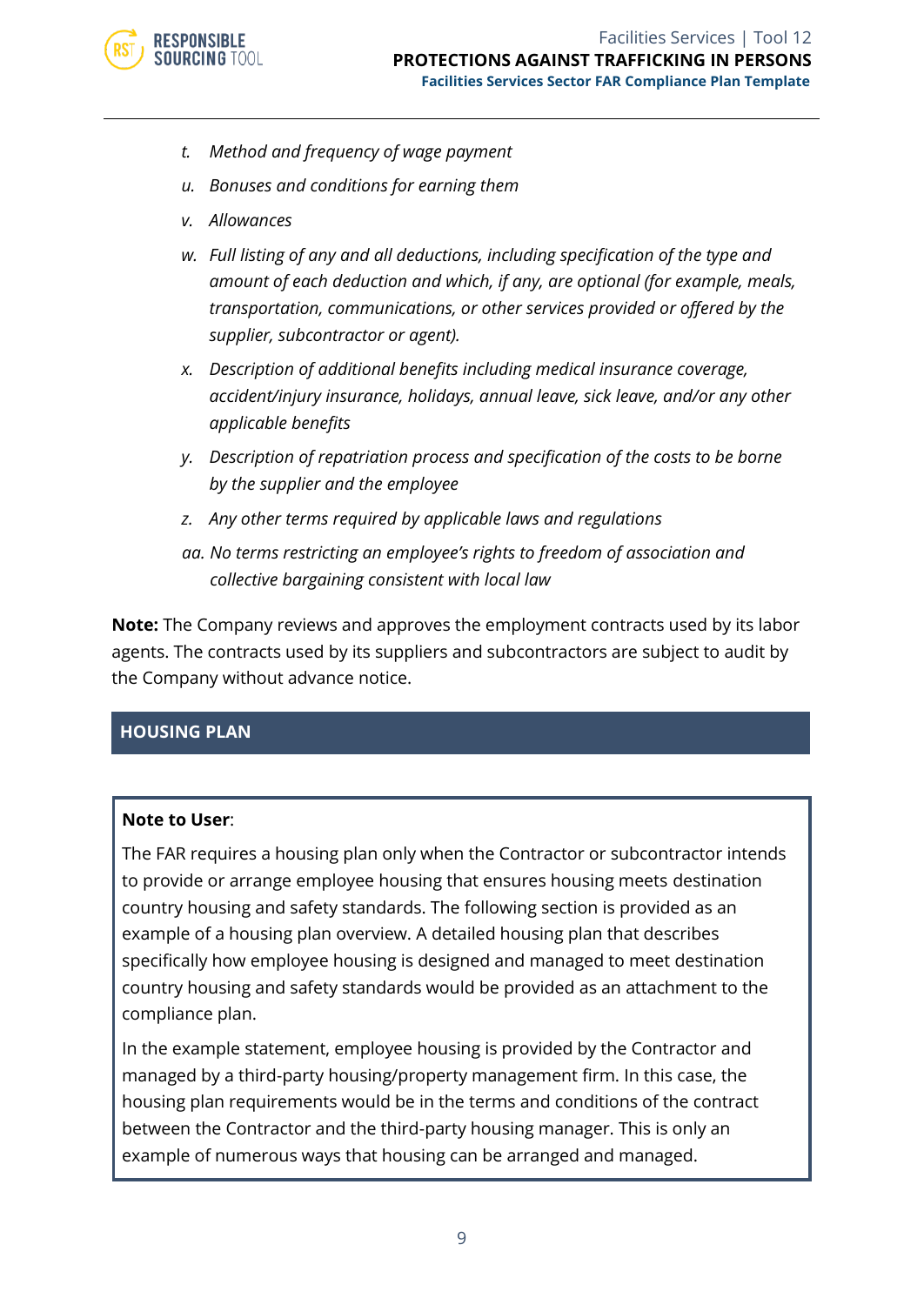- t. *Method and frequency of wage payment*
- u. *Bonuses and conditions for earning them*
- v. *Allowances*
- w. *Full listing of any and all deductions, including specification of the type and amount of each deduction and which, if any, are optional (for example, meals, transportation, communications, or other services provided or offered by the supplier, subcontractor or agent).*
- x. *Description of additional benefits including medical insurance coverage, accident/injury insurance, holidays, annual leave, sick leave, and/or any other applicable benefits*
- y. *Description of repatriation process and specification of the costs to be borne by the supplier and the employee*
- z. *Any other terms required by applicable laws and regulations*
- aa. *No terms restricting an employee's rights to freedom of association and collective bargaining consistent with local law*

**Note:** The Company reviews and approves the employment contracts used by its labor agents. The contracts used by its suppliers and subcontractors are subject to audit by the Company without advance notice.

## HOUSING PLAN

**Note to User**:

The FAR requires a housing plan only when the Contractor or subcontractor intends to provide or arrange employee housing that ensures housing meets destination country housing and safety standards. The following section is provided as an example of a housing plan overview. A detailed housing plan that describes specifically how employee housing is designed and managed to meet destination country housing and safety standards would be provided as an attachment to the compliance plan.

In the example statement, employee housing is provided by the Contractor and managed by a third-party housing/property management firm. In this case, the housing plan requirements would be in the terms and conditions of the contract between the Contractor and the third-party housing manager. This is only an example of numerous ways that housing can be arranged and managed.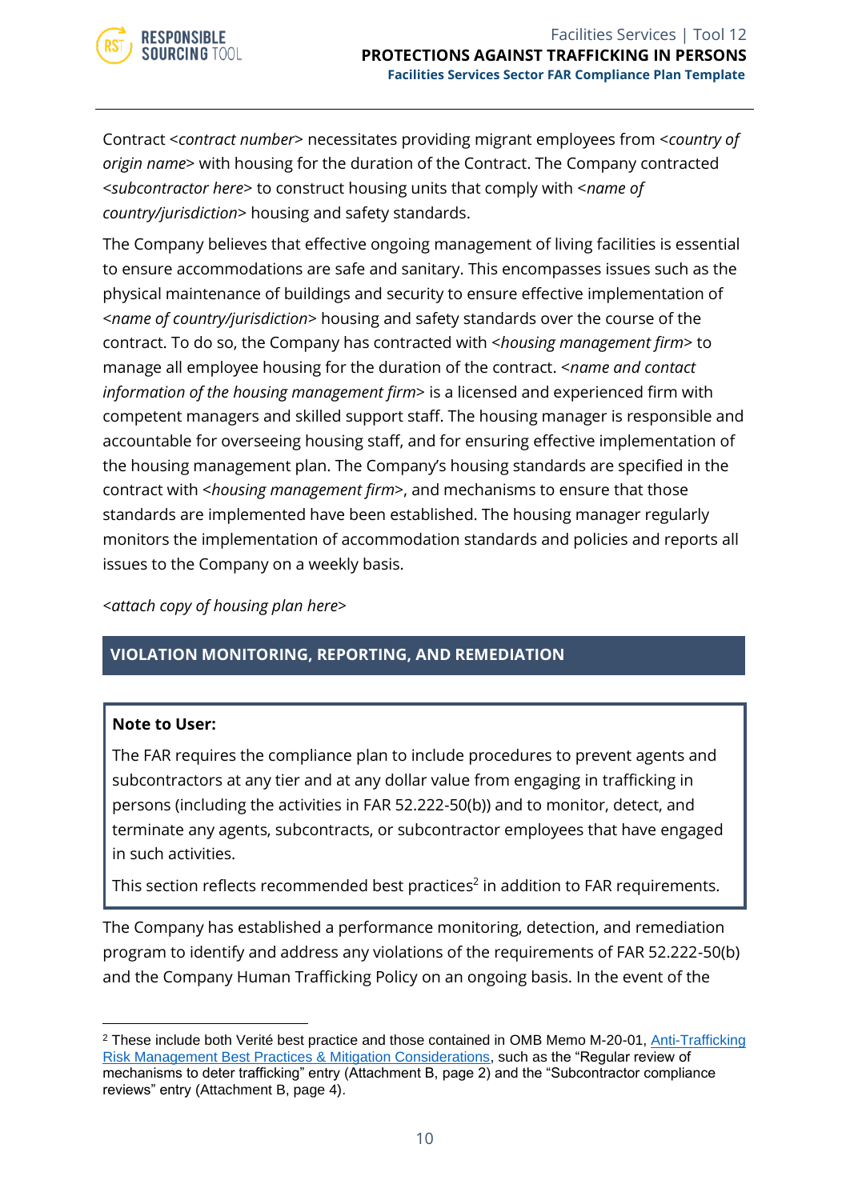Contract <*contract number*> necessitates providing migrant employees from <*country of origin name*> with housing for the duration of the Contract. The Company contracted <*subcontractor here*> to construct housing units that comply with <*name of country/jurisdiction*> housing and safety standards.

The Company believes that effective ongoing management of living facilities is essential to ensure accommodations are safe and sanitary. This encompasses issues such as the physical maintenance of buildings and security to ensure effective implementation of <*name of country/jurisdiction*> housing and safety standards over the course of the contract. To do so, the Company has contracted with <*housing management firm*> to manage all employee housing for the duration of the contract. <*name and contact information of the housing management firm*> is a licensed and experienced firm with competent managers and skilled support staff. The housing manager is responsible and accountable for overseeing housing staff, and for ensuring effective implementation of the housing management plan. The Company's housing standards are specified in the contract with <*housing management firm*>, and mechanisms to ensure that those standards are implemented have been established. The housing manager regularly monitors the implementation of accommodation standards and policies and reports all issues to the Company on a weekly basis.

<*attach copy of housing plan here*>

## VIOLATION MONITORING, REPORTING, AND REMEDIATION

> **Note to User:**
>
> The FAR requires the compliance plan to include procedures to prevent agents and subcontractors at any tier and at any dollar value from engaging in trafficking in persons (including the activities in FAR 52.222-50(b)) and to monitor, detect, and terminate any agents, subcontracts, or subcontractor employees that have engaged in such activities.
>
> This section reflects recommended best practices[2] in addition to FAR requirements.

The Company has established a performance monitoring, detection, and remediation program to identify and address any violations of the requirements of FAR 52.222-50(b) and the Company Human Trafficking Policy on an ongoing basis. In the event of the

---

[2] These include both Verité best practice and those contained in OMB Memo M-20-01, Anti-Trafficking Risk Management Best Practices & Mitigation Considerations, such as the "Regular review of mechanisms to deter trafficking" entry (Attachment B, page 2) and the "Subcontractor compliance reviews" entry (Attachment B, page 4).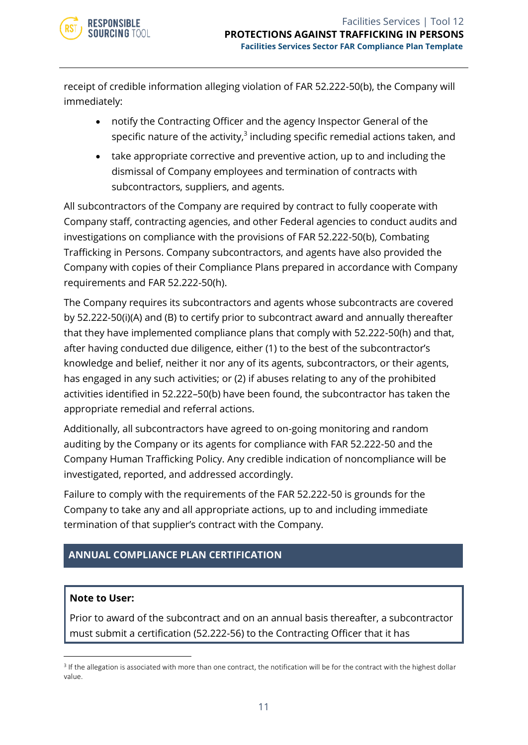receipt of credible information alleging violation of FAR 52.222-50(b), the Company will immediately:

- notify the Contracting Officer and the agency Inspector General of the specific nature of the activity,[3] including specific remedial actions taken, and
- take appropriate corrective and preventive action, up to and including the dismissal of Company employees and termination of contracts with subcontractors, suppliers, and agents.

All subcontractors of the Company are required by contract to fully cooperate with Company staff, contracting agencies, and other Federal agencies to conduct audits and investigations on compliance with the provisions of FAR 52.222-50(b), Combating Trafficking in Persons. Company subcontractors, and agents have also provided the Company with copies of their Compliance Plans prepared in accordance with Company requirements and FAR 52.222-50(h).

The Company requires its subcontractors and agents whose subcontracts are covered by 52.222-50(i)(A) and (B) to certify prior to subcontract award and annually thereafter that they have implemented compliance plans that comply with 52.222-50(h) and that, after having conducted due diligence, either (1) to the best of the subcontractor's knowledge and belief, neither it nor any of its agents, subcontractors, or their agents, has engaged in any such activities; or (2) if abuses relating to any of the prohibited activities identified in 52.222–50(b) have been found, the subcontractor has taken the appropriate remedial and referral actions.

Additionally, all subcontractors have agreed to on-going monitoring and random auditing by the Company or its agents for compliance with FAR 52.222-50 and the Company Human Trafficking Policy. Any credible indication of noncompliance will be investigated, reported, and addressed accordingly.

Failure to comply with the requirements of the FAR 52.222-50 is grounds for the Company to take any and all appropriate actions, up to and including immediate termination of that supplier's contract with the Company.

## ANNUAL COMPLIANCE PLAN CERTIFICATION

**Note to User:**

Prior to award of the subcontract and on an annual basis thereafter, a subcontractor must submit a certification (52.222-56) to the Contracting Officer that it has

[3] If the allegation is associated with more than one contract, the notification will be for the contract with the highest dollar value.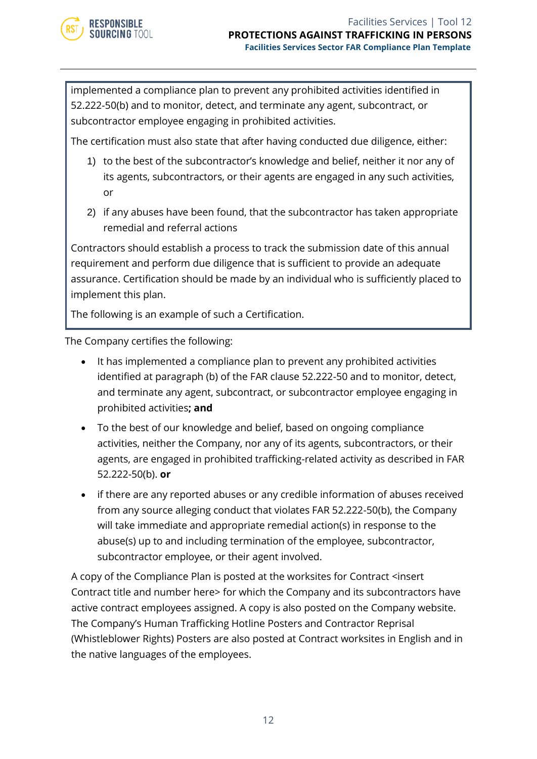implemented a compliance plan to prevent any prohibited activities identified in 52.222-50(b) and to monitor, detect, and terminate any agent, subcontract, or subcontractor employee engaging in prohibited activities.

The certification must also state that after having conducted due diligence, either:

1) to the best of the subcontractor's knowledge and belief, neither it nor any of its agents, subcontractors, or their agents are engaged in any such activities, or
2) if any abuses have been found, that the subcontractor has taken appropriate remedial and referral actions

Contractors should establish a process to track the submission date of this annual requirement and perform due diligence that is sufficient to provide an adequate assurance. Certification should be made by an individual who is sufficiently placed to implement this plan.

The following is an example of such a Certification.

The Company certifies the following:

- It has implemented a compliance plan to prevent any prohibited activities identified at paragraph (b) of the FAR clause 52.222-50 and to monitor, detect, and terminate any agent, subcontract, or subcontractor employee engaging in prohibited activities**; and**
- To the best of our knowledge and belief, based on ongoing compliance activities, neither the Company, nor any of its agents, subcontractors, or their agents, are engaged in prohibited trafficking-related activity as described in FAR 52.222-50(b). **or**
- if there are any reported abuses or any credible information of abuses received from any source alleging conduct that violates FAR 52.222-50(b), the Company will take immediate and appropriate remedial action(s) in response to the abuse(s) up to and including termination of the employee, subcontractor, subcontractor employee, or their agent involved.

A copy of the Compliance Plan is posted at the worksites for Contract <insert Contract title and number here> for which the Company and its subcontractors have active contract employees assigned. A copy is also posted on the Company website. The Company's Human Trafficking Hotline Posters and Contractor Reprisal (Whistleblower Rights) Posters are also posted at Contract worksites in English and in the native languages of the employees.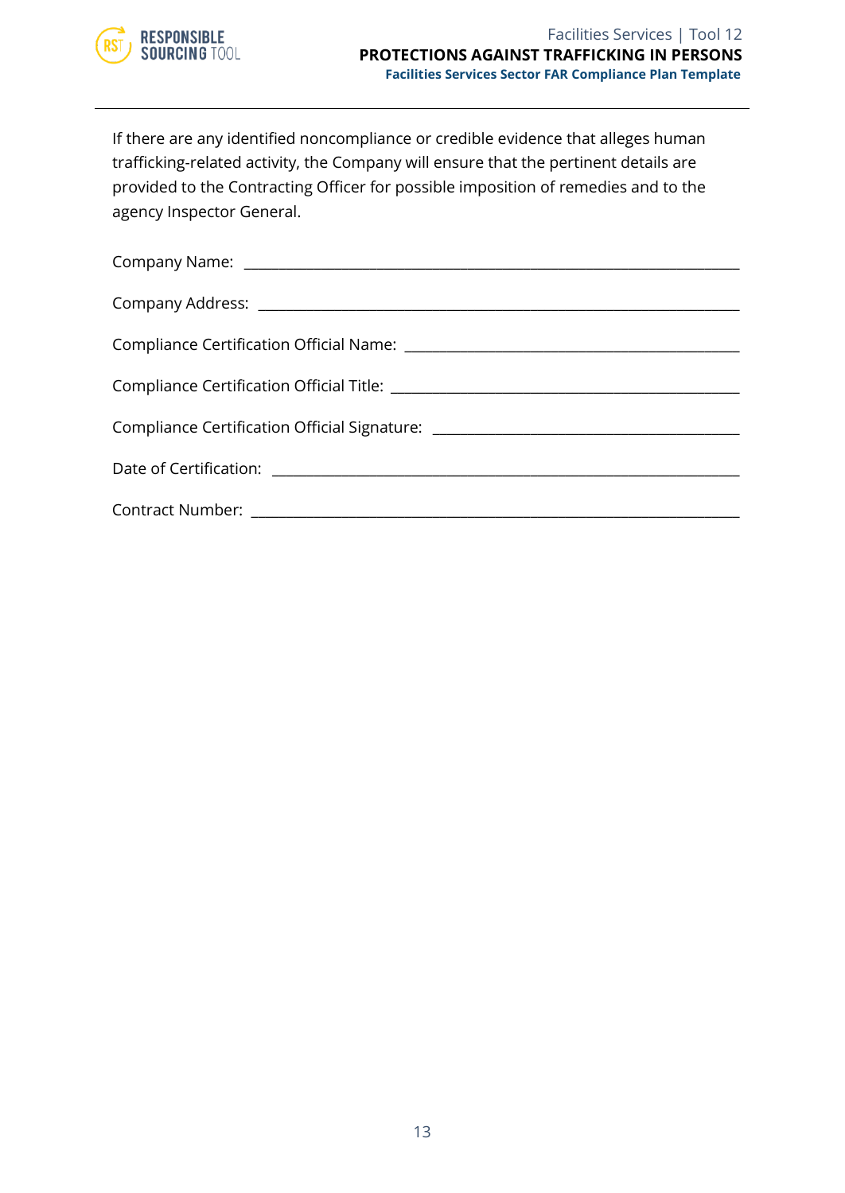If there are any identified noncompliance or credible evidence that alleges human trafficking-related activity, the Company will ensure that the pertinent details are provided to the Contracting Officer for possible imposition of remedies and to the agency Inspector General.

Company Name: ___________________________________________________________

Company Address: _________________________________________________________

Compliance Certification Official Name: ____________________________________

Compliance Certification Official Title: _____________________________________

Compliance Certification Official Signature: _________________________________

Date of Certification: ______________________________________________________

Contract Number: __________________________________________________________